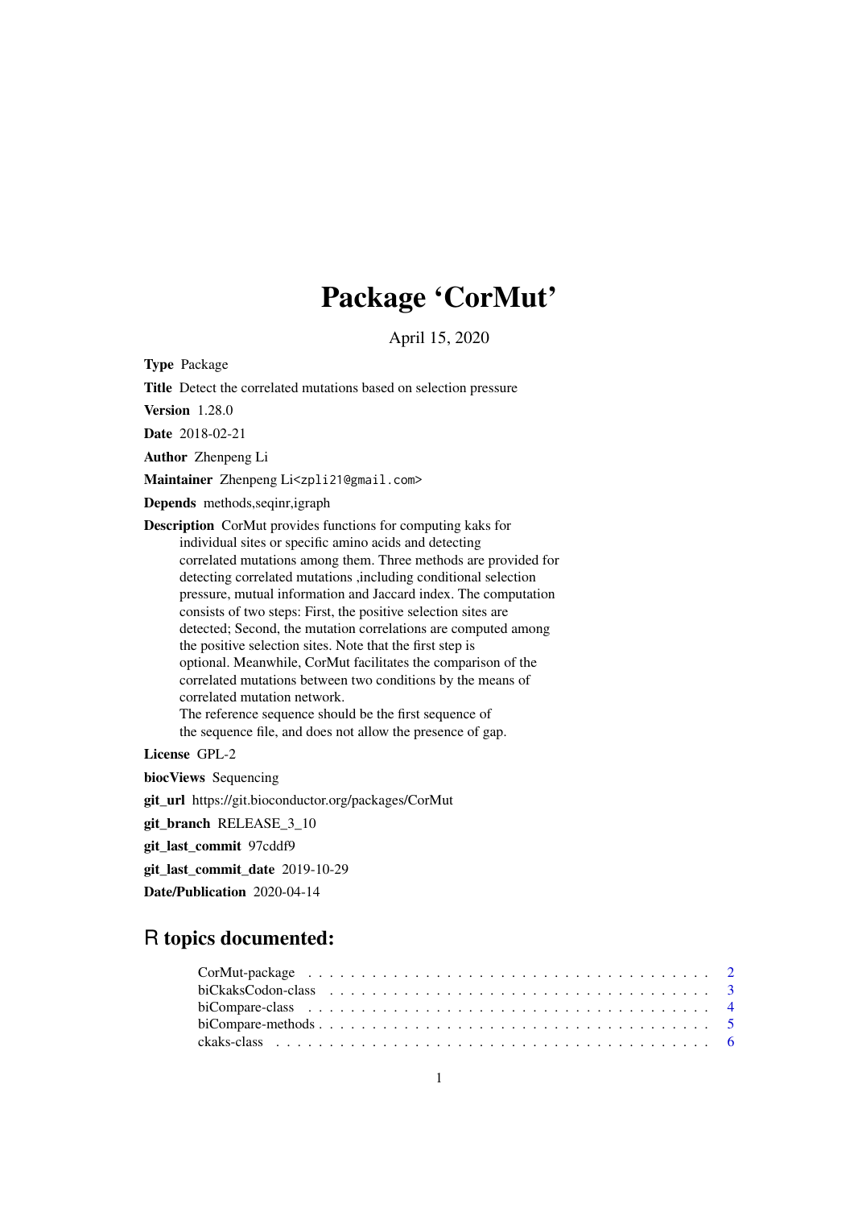# Package 'CorMut'

April 15, 2020

**Type** Package

**Title** Detect the correlated mutations based on selection pressure

**Version** 1.28.0

**Date** 2018-02-21

**Author** Zhenpeng Li

**Maintainer** Zhenpeng Li<zpli21@gmail.com>

**Depends** methods,seqinr,igraph

**Description** CorMut provides functions for computing kaks for individual sites or specific amino acids and detecting correlated mutations among them. Three methods are provided for detecting correlated mutations ,including conditional selection pressure, mutual information and Jaccard index. The computation consists of two steps: First, the positive selection sites are detected; Second, the mutation correlations are computed among the positive selection sites. Note that the first step is optional. Meanwhile, CorMut facilitates the comparison of the correlated mutations between two conditions by the means of correlated mutation network.
The reference sequence should be the first sequence of the sequence file, and does not allow the presence of gap.

**License** GPL-2

**biocViews** Sequencing

**git_url** https://git.bioconductor.org/packages/CorMut

**git_branch** RELEASE_3_10

**git_last_commit** 97cddf9

**git_last_commit_date** 2019-10-29

**Date/Publication** 2020-04-14

## R topics documented:

| | |
|---|---|
| CorMut-package | 2 |
| biCkaksCodon-class | 3 |
| biCompare-class | 4 |
| biCompare-methods | 5 |
| ckaks-class | 6 |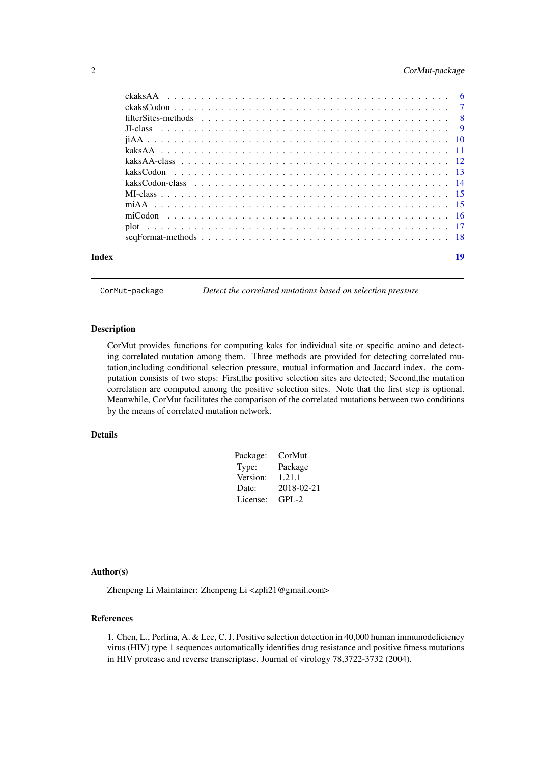ckaksAA . . . . . . . . . . . . . . . . . . . . . . . . . . . . . . . . . . . . . . . . . 6
ckaksCodon . . . . . . . . . . . . . . . . . . . . . . . . . . . . . . . . . . . . . . . 7
filterSites-methods . . . . . . . . . . . . . . . . . . . . . . . . . . . . . . . . . . . 8
JI-class . . . . . . . . . . . . . . . . . . . . . . . . . . . . . . . . . . . . . . . . . 9
jiAA . . . . . . . . . . . . . . . . . . . . . . . . . . . . . . . . . . . . . . . . . . 10
kaksAA . . . . . . . . . . . . . . . . . . . . . . . . . . . . . . . . . . . . . . . . . 11
kaksAA-class . . . . . . . . . . . . . . . . . . . . . . . . . . . . . . . . . . . . . . 12
kaksCodon . . . . . . . . . . . . . . . . . . . . . . . . . . . . . . . . . . . . . . . 13
kaksCodon-class . . . . . . . . . . . . . . . . . . . . . . . . . . . . . . . . . . . . 14
MI-class . . . . . . . . . . . . . . . . . . . . . . . . . . . . . . . . . . . . . . . . . 15
miAA . . . . . . . . . . . . . . . . . . . . . . . . . . . . . . . . . . . . . . . . . . 15
miCodon . . . . . . . . . . . . . . . . . . . . . . . . . . . . . . . . . . . . . . . . 16
plot . . . . . . . . . . . . . . . . . . . . . . . . . . . . . . . . . . . . . . . . . . . 17
seqFormat-methods . . . . . . . . . . . . . . . . . . . . . . . . . . . . . . . . . . . 18

**Index** **19**

---

`CorMut-package` *Detect the correlated mutations based on selection pressure*

---

## Description

CorMut provides functions for computing kaks for individual site or specific amino and detecting correlated mutation among them. Three methods are provided for detecting correlated mutation,including conditional selection pressure, mutual information and Jaccard index. the computation consists of two steps: First,the positive selection sites are detected; Second,the mutation correlation are computed among the positive selection sites. Note that the first step is optional. Meanwhile, CorMut facilitates the comparison of the correlated mutations between two conditions by the means of correlated mutation network.

## Details

| | |
|---|---|
| Package: | CorMut |
| Type: | Package |
| Version: | 1.21.1 |
| Date: | 2018-02-21 |
| License: | GPL-2 |

## Author(s)

Zhenpeng Li Maintainer: Zhenpeng Li <zpli21@gmail.com>

## References

1. Chen, L., Perlina, A. & Lee, C. J. Positive selection detection in 40,000 human immunodeficiency virus (HIV) type 1 sequences automatically identifies drug resistance and positive fitness mutations in HIV protease and reverse transcriptase. Journal of virology 78,3722-3732 (2004).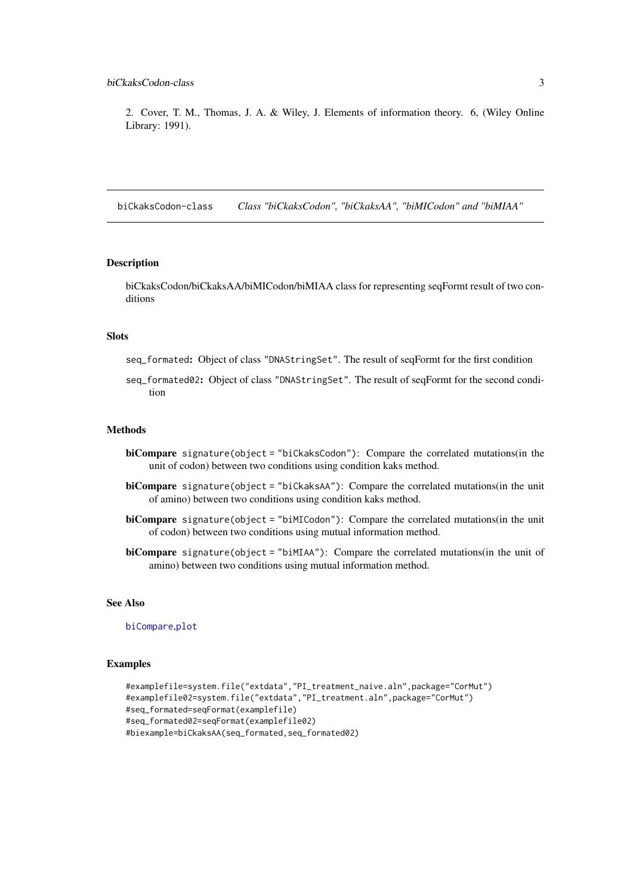2. Cover, T. M., Thomas, J. A. & Wiley, J. Elements of information theory. 6, (Wiley Online Library: 1991).

## biCkaksCodon-class    *Class "biCkaksCodon", "biCkaksAA", "biMICodon" and "biMIAA"*

### Description

biCkaksCodon/biCkaksAA/biMICodon/biMIAA class for representing seqFormt result of two conditions

### Slots

`seq_formated`: Object of class "`DNAStringSet`". The result of seqFormt for the first condition

`seq_formated02`: Object of class "`DNAStringSet`". The result of seqFormt for the second condition

### Methods

**biCompare** `signature(object = "biCkaksCodon")`: Compare the correlated mutations(in the unit of codon) between two conditions using condition kaks method.

**biCompare** `signature(object = "biCkaksAA")`: Compare the correlated mutations(in the unit of amino) between two conditions using condition kaks method.

**biCompare** `signature(object = "biMICodon")`: Compare the correlated mutations(in the unit of codon) between two conditions using mutual information method.

**biCompare** `signature(object = "biMIAA")`: Compare the correlated mutations(in the unit of amino) between two conditions using mutual information method.

### See Also

`biCompare`,`plot`

### Examples

```
#examplefile=system.file("extdata","PI_treatment_naive.aln",package="CorMut")
#examplefile02=system.file("extdata","PI_treatment.aln",package="CorMut")
#seq_formated=seqFormat(examplefile)
#seq_formated02=seqFormat(examplefile02)
#biexample=biCkaksAA(seq_formated,seq_formated02)
```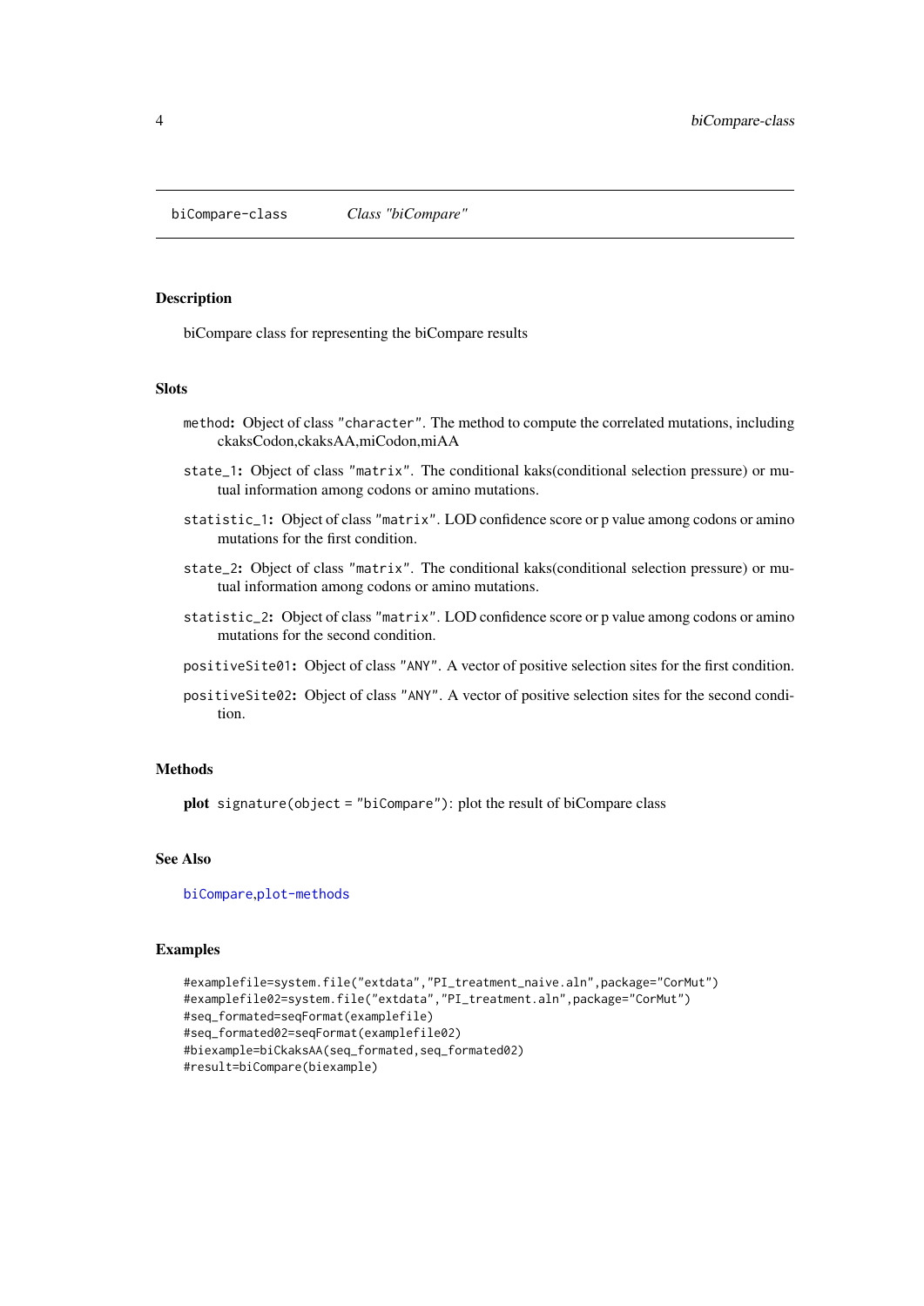`biCompare-class` *Class "biCompare"*

## Description

biCompare class for representing the biCompare results

## Slots

- `method`: Object of class `"character"`. The method to compute the correlated mutations, including ckaksCodon,ckaksAA,miCodon,miAA
- `state_1`: Object of class `"matrix"`. The conditional kaks(conditional selection pressure) or mutual information among codons or amino mutations.
- `statistic_1`: Object of class `"matrix"`. LOD confidence score or p value among codons or amino mutations for the first condition.
- `state_2`: Object of class `"matrix"`. The conditional kaks(conditional selection pressure) or mutual information among codons or amino mutations.
- `statistic_2`: Object of class `"matrix"`. LOD confidence score or p value among codons or amino mutations for the second condition.
- `positiveSite01`: Object of class `"ANY"`. A vector of positive selection sites for the first condition.
- `positiveSite02`: Object of class `"ANY"`. A vector of positive selection sites for the second condition.

## Methods

**plot** `signature(object = "biCompare")`: plot the result of biCompare class

## See Also

`biCompare`,`plot-methods`

## Examples

```
#examplefile=system.file("extdata","PI_treatment_naive.aln",package="CorMut")
#examplefile02=system.file("extdata","PI_treatment.aln",package="CorMut")
#seq_formated=seqFormat(examplefile)
#seq_formated02=seqFormat(examplefile02)
#biexample=biCkaksAA(seq_formated,seq_formated02)
#result=biCompare(biexample)
```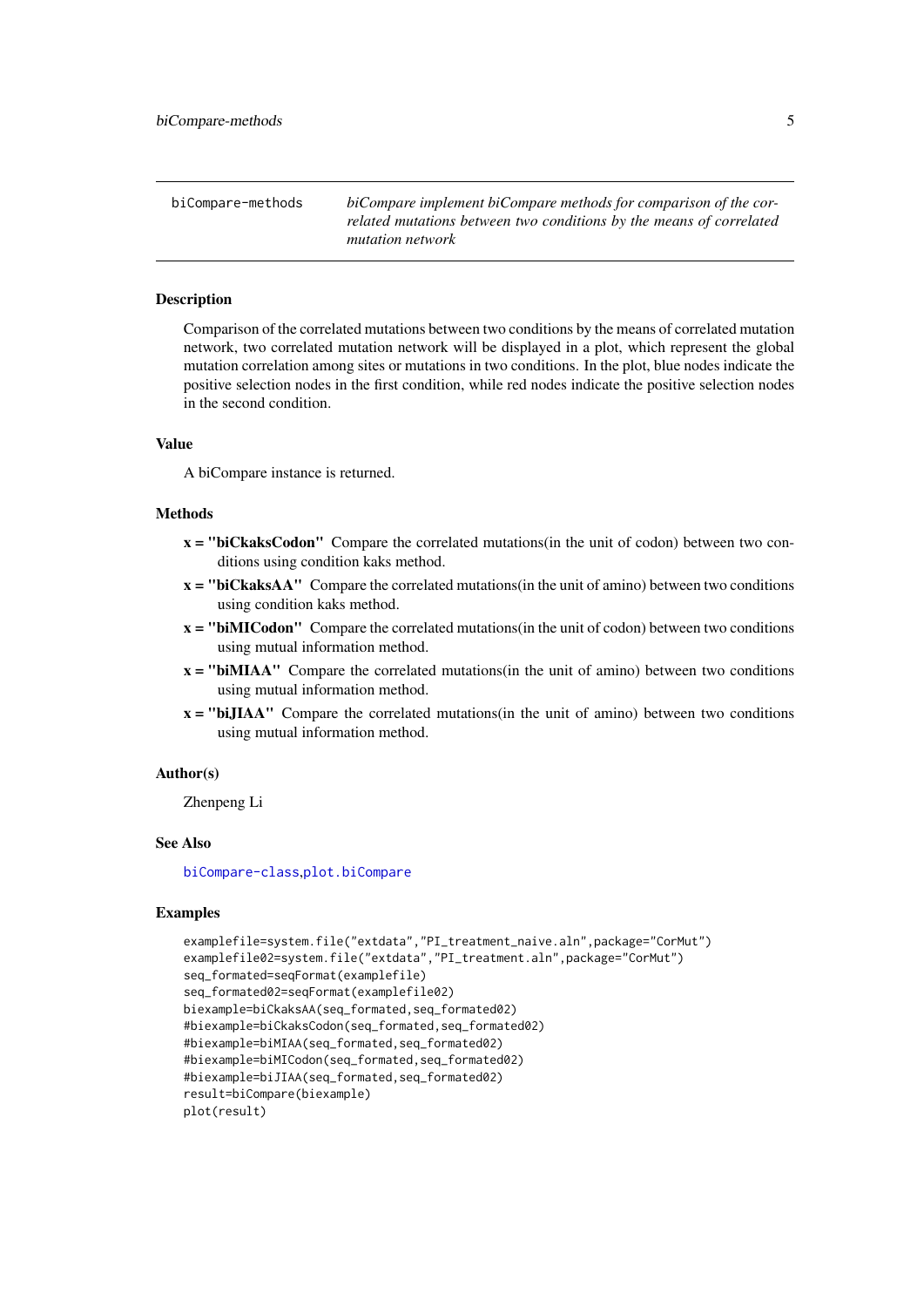# biCompare-methods

*biCompare implement biCompare methods for comparison of the correlated mutations between two conditions by the means of correlated mutation network*

## Description

Comparison of the correlated mutations between two conditions by the means of correlated mutation network, two correlated mutation network will be displayed in a plot, which represent the global mutation correlation among sites or mutations in two conditions. In the plot, blue nodes indicate the positive selection nodes in the first condition, while red nodes indicate the positive selection nodes in the second condition.

## Value

A biCompare instance is returned.

## Methods

- **x = "biCkaksCodon"** Compare the correlated mutations(in the unit of codon) between two conditions using condition kaks method.
- **x = "biCkaksAA"** Compare the correlated mutations(in the unit of amino) between two conditions using condition kaks method.
- **x = "biMICodon"** Compare the correlated mutations(in the unit of codon) between two conditions using mutual information method.
- **x = "biMIAA"** Compare the correlated mutations(in the unit of amino) between two conditions using mutual information method.
- **x = "biJIAA"** Compare the correlated mutations(in the unit of amino) between two conditions using mutual information method.

## Author(s)

Zhenpeng Li

## See Also

biCompare-class,plot.biCompare

## Examples

```
examplefile=system.file("extdata","PI_treatment_naive.aln",package="CorMut")
examplefile02=system.file("extdata","PI_treatment.aln",package="CorMut")
seq_formated=seqFormat(examplefile)
seq_formated02=seqFormat(examplefile02)
biexample=biCkaksAA(seq_formated,seq_formated02)
#biexample=biCkaksCodon(seq_formated,seq_formated02)
#biexample=biMIAA(seq_formated,seq_formated02)
#biexample=biMICodon(seq_formated,seq_formated02)
#biexample=biJIAA(seq_formated,seq_formated02)
result=biCompare(biexample)
plot(result)
```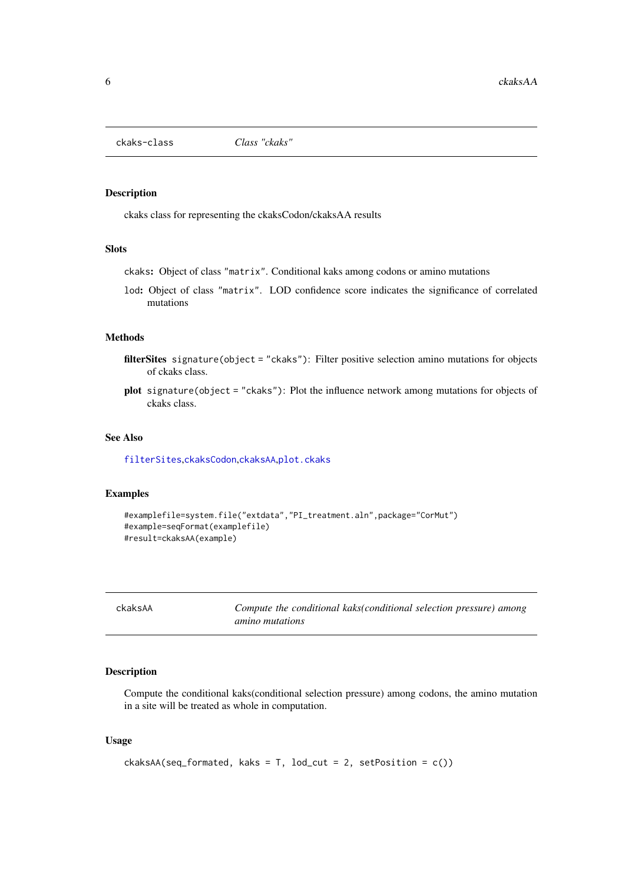## ckaks-class    *Class "ckaks"*

### Description

ckaks class for representing the ckaksCodon/ckaksAA results

### Slots

`ckaks`**:** Object of class "`matrix`". Conditional kaks among codons or amino mutations

`lod`**:** Object of class "`matrix`". LOD confidence score indicates the significance of correlated mutations

### Methods

**filterSites** `signature(object = "ckaks")`: Filter positive selection amino mutations for objects of ckaks class.

**plot** `signature(object = "ckaks")`: Plot the influence network among mutations for objects of ckaks class.

### See Also

`filterSites`,`ckaksCodon`,`ckaksAA`,`plot.ckaks`

### Examples

```
#examplefile=system.file("extdata","PI_treatment.aln",package="CorMut")
#example=seqFormat(examplefile)
#result=ckaksAA(example)
```

## ckaksAA    *Compute the conditional kaks(conditional selection pressure) among amino mutations*

### Description

Compute the conditional kaks(conditional selection pressure) among codons, the amino mutation in a site will be treated as whole in computation.

### Usage

```
ckaksAA(seq_formated, kaks = T, lod_cut = 2, setPosition = c())
```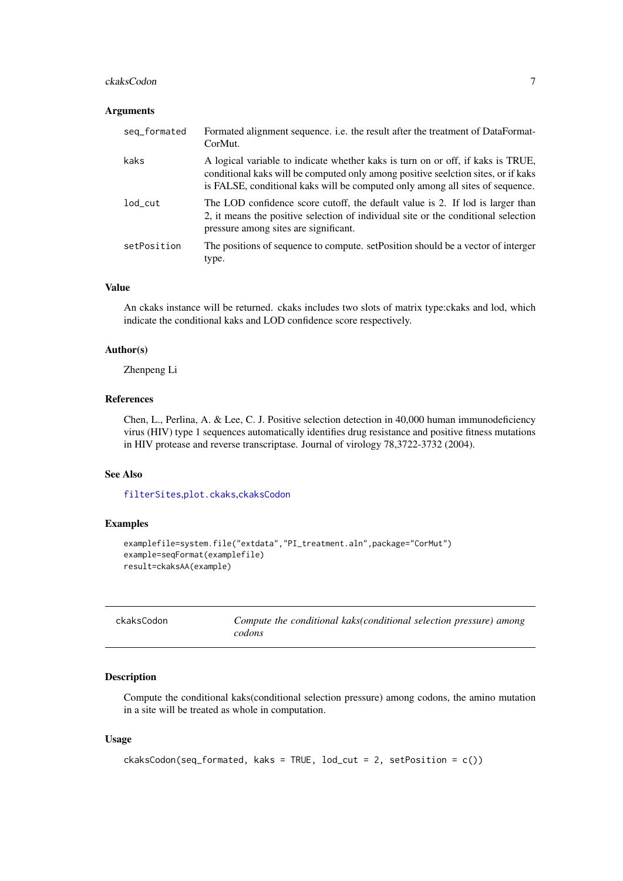### Arguments

- **seq_formated**: Formated alignment sequence. i.e. the result after the treatment of DataFormatCorMut.
- **kaks**: A logical variable to indicate whether kaks is turn on or off, if kaks is TRUE, conditional kaks will be computed only among positive seelction sites, or if kaks is FALSE, conditional kaks will be computed only among all sites of sequence.
- **lod_cut**: The LOD confidence score cutoff, the default value is 2. If lod is larger than 2, it means the positive selection of individual site or the conditional selection pressure among sites are significant.
- **setPosition**: The positions of sequence to compute. setPosition should be a vector of interger type.

### Value

An ckaks instance will be returned. ckaks includes two slots of matrix type:ckaks and lod, which indicate the conditional kaks and LOD confidence score respectively.

### Author(s)

Zhenpeng Li

### References

Chen, L., Perlina, A. & Lee, C. J. Positive selection detection in 40,000 human immunodeficiency virus (HIV) type 1 sequences automatically identifies drug resistance and positive fitness mutations in HIV protease and reverse transcriptase. Journal of virology 78,3722-3732 (2004).

### See Also

filterSites,plot.ckaks,ckaksCodon

### Examples

```
examplefile=system.file("extdata","PI_treatment.aln",package="CorMut")
example=seqFormat(examplefile)
result=ckaksAA(example)
```

---

## ckaksCodon — *Compute the conditional kaks(conditional selection pressure) among codons*

### Description

Compute the conditional kaks(conditional selection pressure) among codons, the amino mutation in a site will be treated as whole in computation.

### Usage

```
ckaksCodon(seq_formated, kaks = TRUE, lod_cut = 2, setPosition = c())
```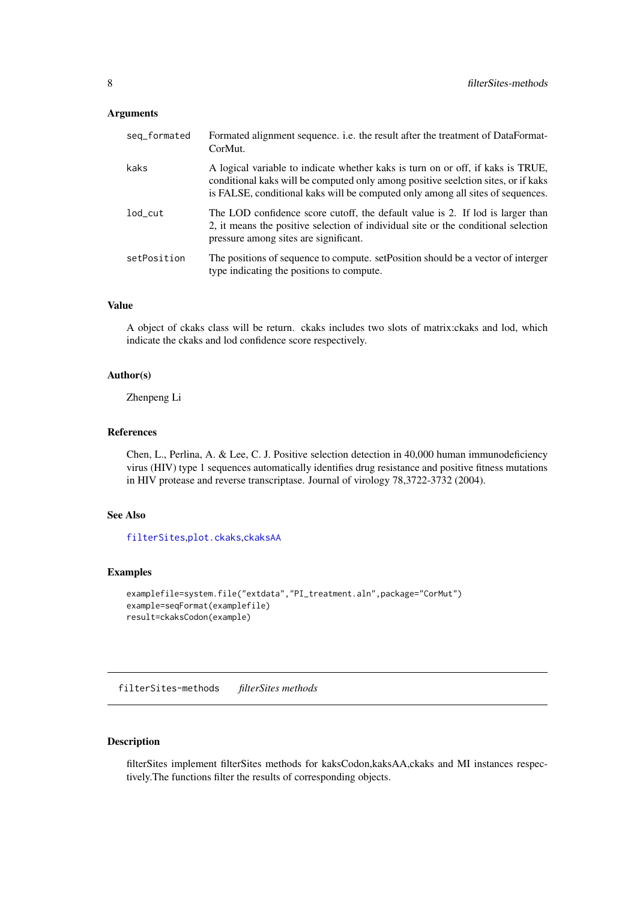### Arguments

| | |
|---|---|
| `seq_formated` | Formated alignment sequence. i.e. the result after the treatment of DataFormatCorMut. |
| `kaks` | A logical variable to indicate whether kaks is turn on or off, if kaks is TRUE, conditional kaks will be computed only among positive seelction sites, or if kaks is FALSE, conditional kaks will be computed only among all sites of sequences. |
| `lod_cut` | The LOD confidence score cutoff, the default value is 2. If lod is larger than 2, it means the positive selection of individual site or the conditional selection pressure among sites are significant. |
| `setPosition` | The positions of sequence to compute. setPosition should be a vector of interger type indicating the positions to compute. |

### Value

A object of ckaks class will be return. ckaks includes two slots of matrix:ckaks and lod, which indicate the ckaks and lod confidence score respectively.

### Author(s)

Zhenpeng Li

### References

Chen, L., Perlina, A. & Lee, C. J. Positive selection detection in 40,000 human immunodeficiency virus (HIV) type 1 sequences automatically identifies drug resistance and positive fitness mutations in HIV protease and reverse transcriptase. Journal of virology 78,3722-3732 (2004).

### See Also

`filterSites`,`plot.ckaks`,`ckaksAA`

### Examples

```
examplefile=system.file("extdata","PI_treatment.aln",package="CorMut")
example=seqFormat(examplefile)
result=ckaksCodon(example)
```

---

## `filterSites-methods` *filterSites methods*

---

### Description

filterSites implement filterSites methods for kaksCodon,kaksAA,ckaks and MI instances respectively.The functions filter the results of corresponding objects.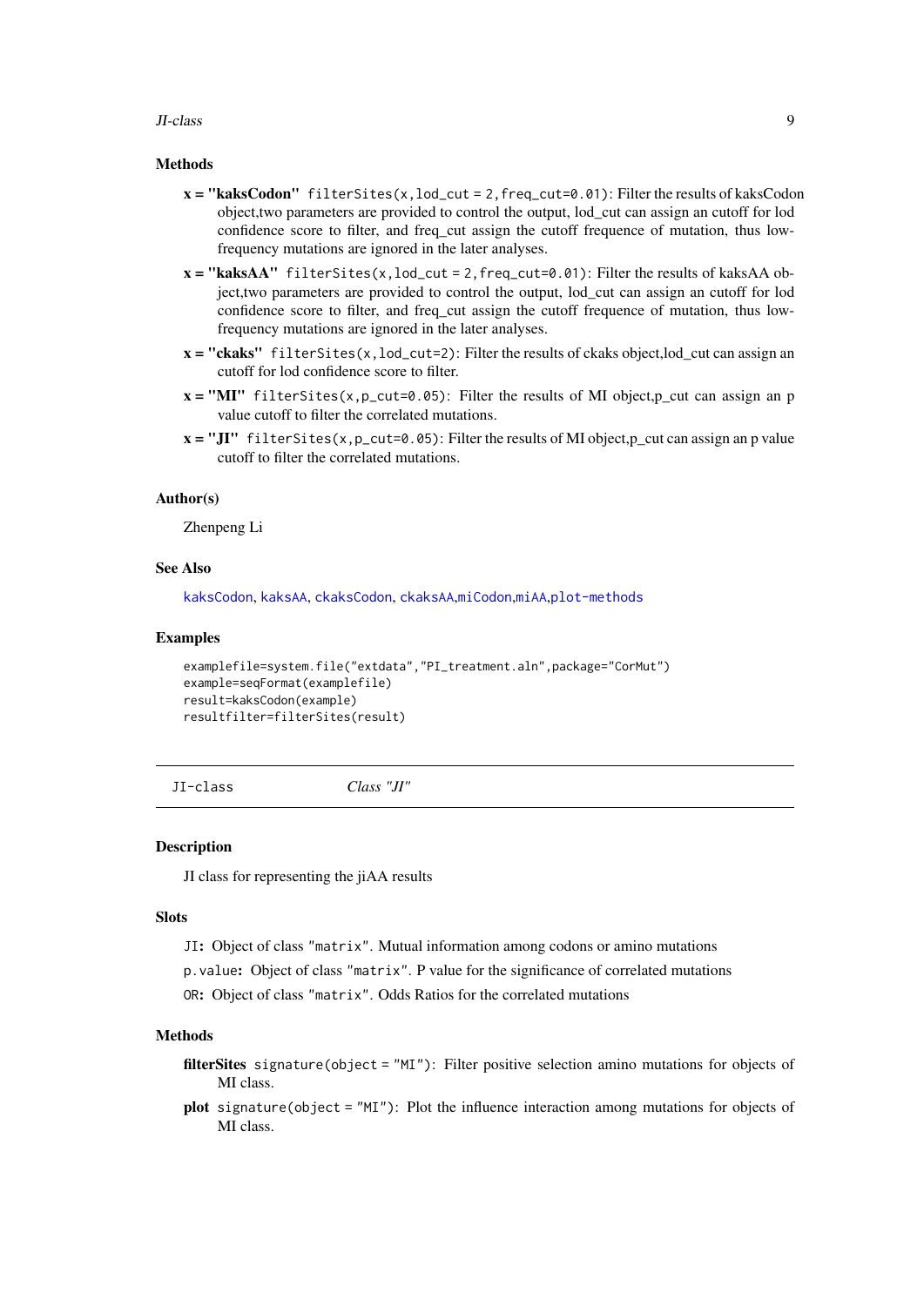### Methods

**x = "kaksCodon"** `filterSites(x,lod_cut = 2,freq_cut=0.01)`: Filter the results of kaksCodon object,two parameters are provided to control the output, lod_cut can assign an cutoff for lod confidence score to filter, and freq_cut assign the cutoff frequence of mutation, thus low-frequency mutations are ignored in the later analyses.

**x = "kaksAA"** `filterSites(x,lod_cut = 2,freq_cut=0.01)`: Filter the results of kaksAA object,two parameters are provided to control the output, lod_cut can assign an cutoff for lod confidence score to filter, and freq_cut assign the cutoff frequence of mutation, thus low-frequency mutations are ignored in the later analyses.

**x = "ckaks"** `filterSites(x,lod_cut=2)`: Filter the results of ckaks object,lod_cut can assign an cutoff for lod confidence score to filter.

**x = "MI"** `filterSites(x,p_cut=0.05)`: Filter the results of MI object,p_cut can assign an p value cutoff to filter the correlated mutations.

**x = "JI"** `filterSites(x,p_cut=0.05)`: Filter the results of MI object,p_cut can assign an p value cutoff to filter the correlated mutations.

### Author(s)

Zhenpeng Li

### See Also

kaksCodon, kaksAA, ckaksCodon, ckaksAA,miCodon,miAA,plot-methods

### Examples

```
examplefile=system.file("extdata","PI_treatment.aln",package="CorMut")
example=seqFormat(examplefile)
result=kaksCodon(example)
resultfilter=filterSites(result)
```

---

## JI-class *Class "JI"*

### Description

JI class for representing the jiAA results

### Slots

`JI`: Object of class "matrix". Mutual information among codons or amino mutations

`p.value`: Object of class "matrix". P value for the significance of correlated mutations

`OR`: Object of class "matrix". Odds Ratios for the correlated mutations

### Methods

**filterSites** `signature(object = "MI")`: Filter positive selection amino mutations for objects of MI class.

**plot** `signature(object = "MI")`: Plot the influence interaction among mutations for objects of MI class.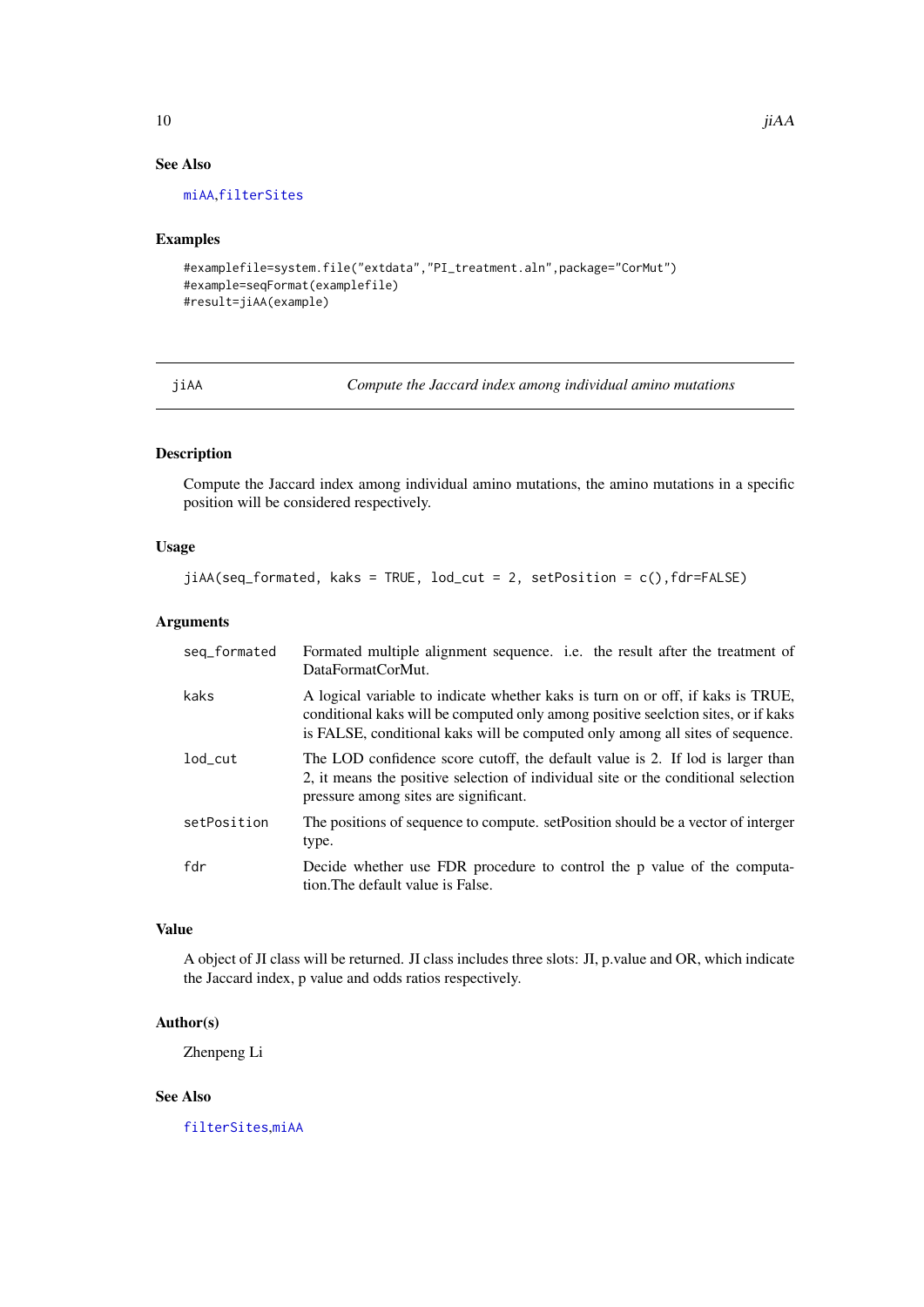### See Also

miAA,filterSites

### Examples

```
#examplefile=system.file("extdata","PI_treatment.aln",package="CorMut")
#example=seqFormat(examplefile)
#result=jiAA(example)
```

---

## jiAA — *Compute the Jaccard index among individual amino mutations*

### Description

Compute the Jaccard index among individual amino mutations, the amino mutations in a specific position will be considered respectively.

### Usage

```
jiAA(seq_formated, kaks = TRUE, lod_cut = 2, setPosition = c(),fdr=FALSE)
```

### Arguments

| | |
|---|---|
| seq_formated | Formated multiple alignment sequence. i.e. the result after the treatment of DataFormatCorMut. |
| kaks | A logical variable to indicate whether kaks is turn on or off, if kaks is TRUE, conditional kaks will be computed only among positive seelction sites, or if kaks is FALSE, conditional kaks will be computed only among all sites of sequence. |
| lod_cut | The LOD confidence score cutoff, the default value is 2. If lod is larger than 2, it means the positive selection of individual site or the conditional selection pressure among sites are significant. |
| setPosition | The positions of sequence to compute. setPosition should be a vector of interger type. |
| fdr | Decide whether use FDR procedure to control the p value of the computation.The default value is False. |

### Value

A object of JI class will be returned. JI class includes three slots: JI, p.value and OR, which indicate the Jaccard index, p value and odds ratios respectively.

### Author(s)

Zhenpeng Li

### See Also

filterSites,miAA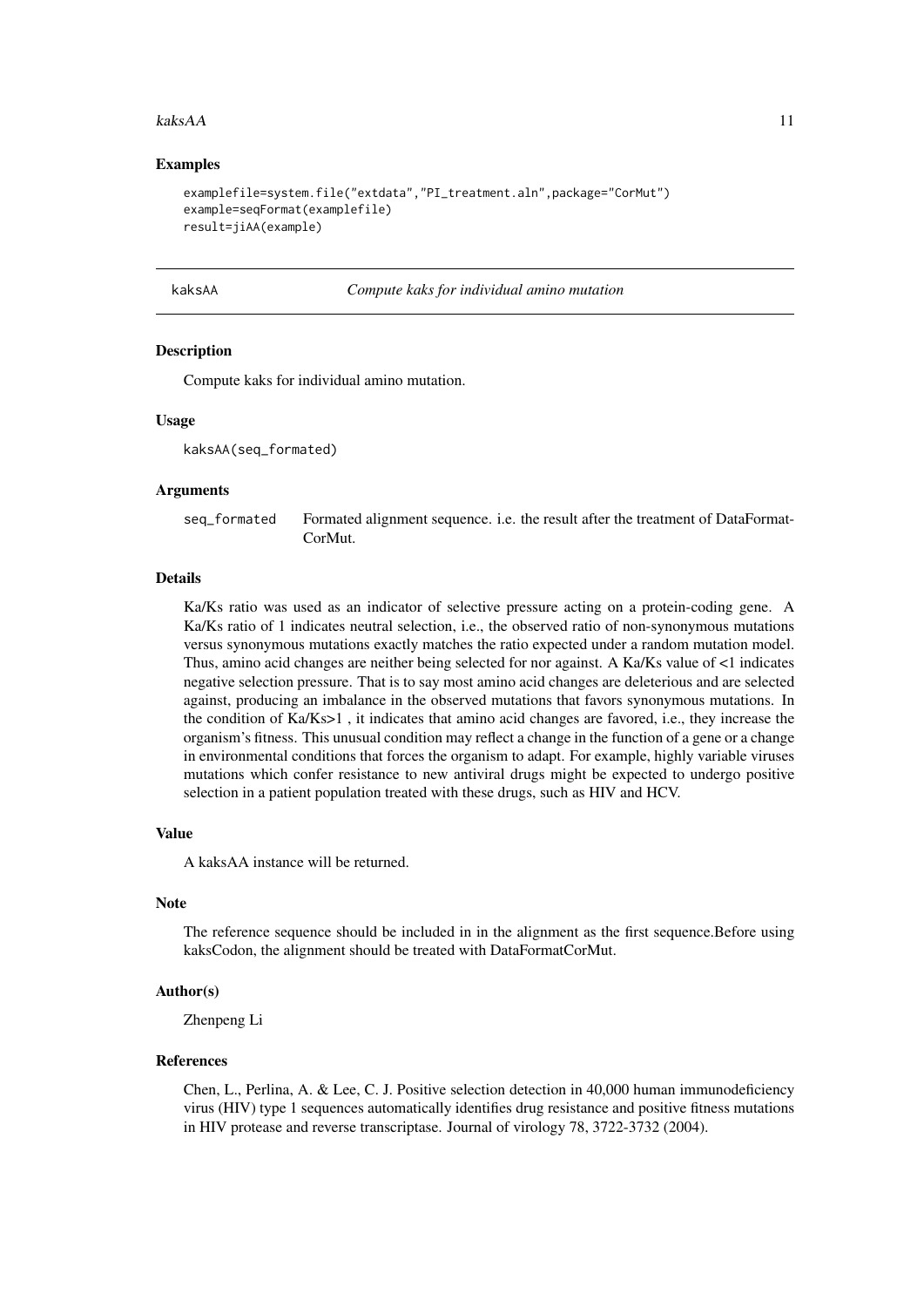## Examples

```
examplefile=system.file("extdata","PI_treatment.aln",package="CorMut")
example=seqFormat(examplefile)
result=jiAA(example)
```

---

## kaksAA — *Compute kaks for individual amino mutation*

### Description

Compute kaks for individual amino mutation.

### Usage

```
kaksAA(seq_formated)
```

### Arguments

| | |
|---|---|
| seq_formated | Formated alignment sequence. i.e. the result after the treatment of DataFormatCorMut. |

### Details

Ka/Ks ratio was used as an indicator of selective pressure acting on a protein-coding gene. A Ka/Ks ratio of 1 indicates neutral selection, i.e., the observed ratio of non-synonymous mutations versus synonymous mutations exactly matches the ratio expected under a random mutation model. Thus, amino acid changes are neither being selected for nor against. A Ka/Ks value of <1 indicates negative selection pressure. That is to say most amino acid changes are deleterious and are selected against, producing an imbalance in the observed mutations that favors synonymous mutations. In the condition of Ka/Ks>1 , it indicates that amino acid changes are favored, i.e., they increase the organism's fitness. This unusual condition may reflect a change in the function of a gene or a change in environmental conditions that forces the organism to adapt. For example, highly variable viruses mutations which confer resistance to new antiviral drugs might be expected to undergo positive selection in a patient population treated with these drugs, such as HIV and HCV.

### Value

A kaksAA instance will be returned.

### Note

The reference sequence should be included in in the alignment as the first sequence.Before using kaksCodon, the alignment should be treated with DataFormatCorMut.

### Author(s)

Zhenpeng Li

### References

Chen, L., Perlina, A. & Lee, C. J. Positive selection detection in 40,000 human immunodeficiency virus (HIV) type 1 sequences automatically identifies drug resistance and positive fitness mutations in HIV protease and reverse transcriptase. Journal of virology 78, 3722-3732 (2004).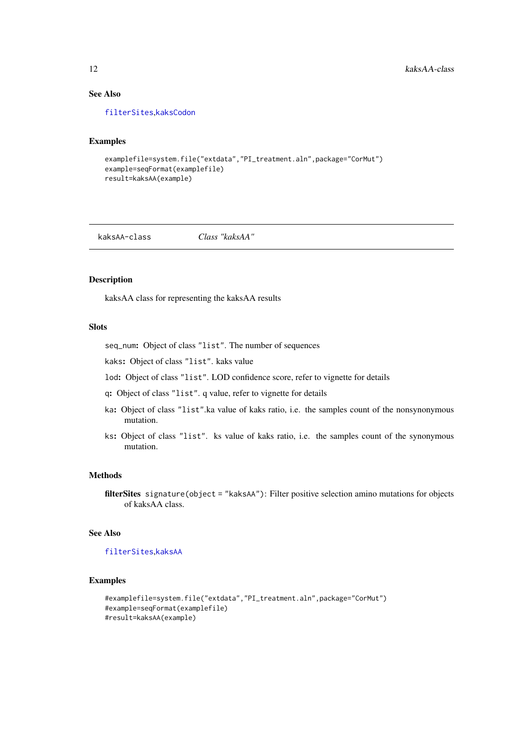### See Also

filterSites,kaksCodon

### Examples

```
examplefile=system.file("extdata","PI_treatment.aln",package="CorMut")
example=seqFormat(examplefile)
result=kaksAA(example)
```

---

## kaksAA-class    *Class "kaksAA"*

---

### Description

kaksAA class for representing the kaksAA results

### Slots

- `seq_num`: Object of class `"list"`. The number of sequences
- `kaks`: Object of class `"list"`. kaks value
- `lod`: Object of class `"list"`. LOD confidence score, refer to vignette for details
- `q`: Object of class `"list"`. q value, refer to vignette for details
- `ka`: Object of class `"list"`.ka value of kaks ratio, i.e. the samples count of the nonsynonymous mutation.
- `ks`: Object of class `"list"`. ks value of kaks ratio, i.e. the samples count of the synonymous mutation.

### Methods

**filterSites** `signature(object = "kaksAA")`: Filter positive selection amino mutations for objects of kaksAA class.

### See Also

filterSites,kaksAA

### Examples

```
#examplefile=system.file("extdata","PI_treatment.aln",package="CorMut")
#example=seqFormat(examplefile)
#result=kaksAA(example)
```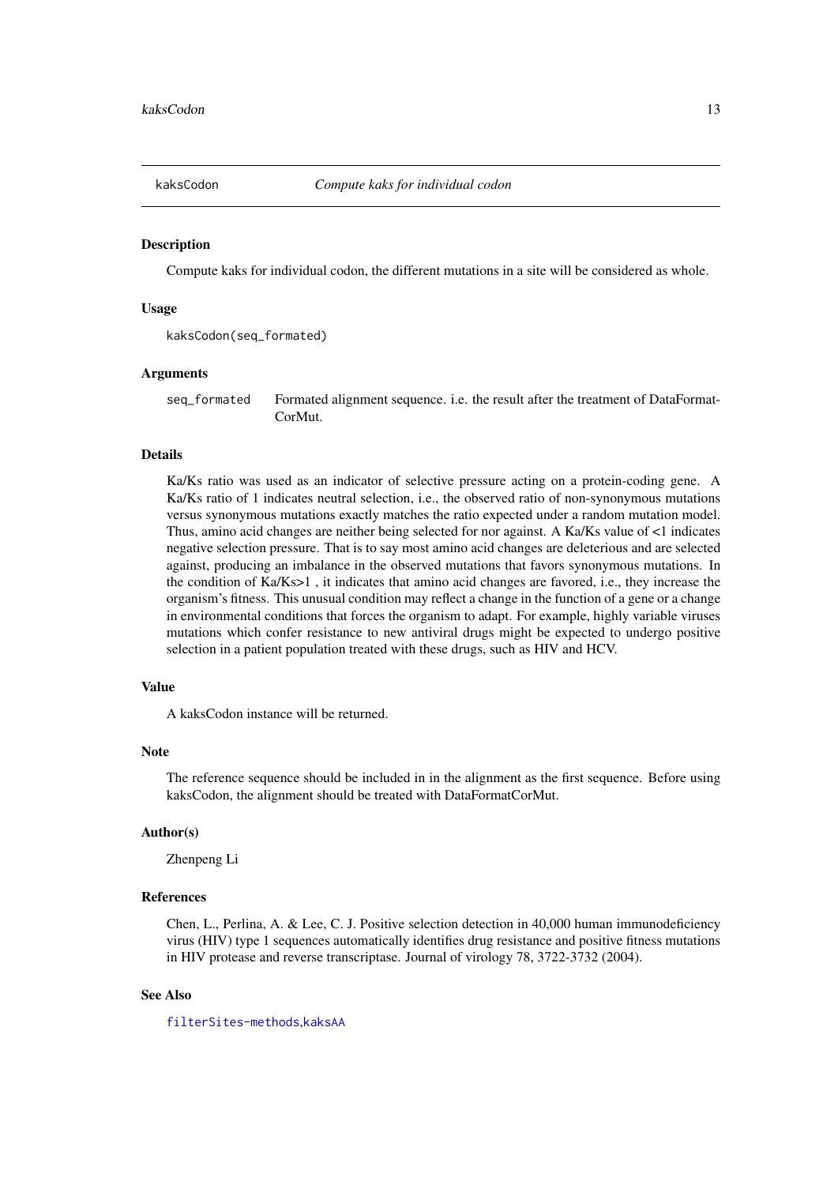# kaksCodon    *Compute kaks for individual codon*

## Description

Compute kaks for individual codon, the different mutations in a site will be considered as whole.

## Usage

```
kaksCodon(seq_formated)
```

## Arguments

| | |
|---|---|
| seq_formated | Formated alignment sequence. i.e. the result after the treatment of DataFormatCorMut. |

## Details

Ka/Ks ratio was used as an indicator of selective pressure acting on a protein-coding gene. A Ka/Ks ratio of 1 indicates neutral selection, i.e., the observed ratio of non-synonymous mutations versus synonymous mutations exactly matches the ratio expected under a random mutation model. Thus, amino acid changes are neither being selected for nor against. A Ka/Ks value of <1 indicates negative selection pressure. That is to say most amino acid changes are deleterious and are selected against, producing an imbalance in the observed mutations that favors synonymous mutations. In the condition of Ka/Ks>1 , it indicates that amino acid changes are favored, i.e., they increase the organism's fitness. This unusual condition may reflect a change in the function of a gene or a change in environmental conditions that forces the organism to adapt. For example, highly variable viruses mutations which confer resistance to new antiviral drugs might be expected to undergo positive selection in a patient population treated with these drugs, such as HIV and HCV.

## Value

A kaksCodon instance will be returned.

## Note

The reference sequence should be included in in the alignment as the first sequence. Before using kaksCodon, the alignment should be treated with DataFormatCorMut.

## Author(s)

Zhenpeng Li

## References

Chen, L., Perlina, A. & Lee, C. J. Positive selection detection in 40,000 human immunodeficiency virus (HIV) type 1 sequences automatically identifies drug resistance and positive fitness mutations in HIV protease and reverse transcriptase. Journal of virology 78, 3722-3732 (2004).

## See Also

filterSites-methods,kaksAA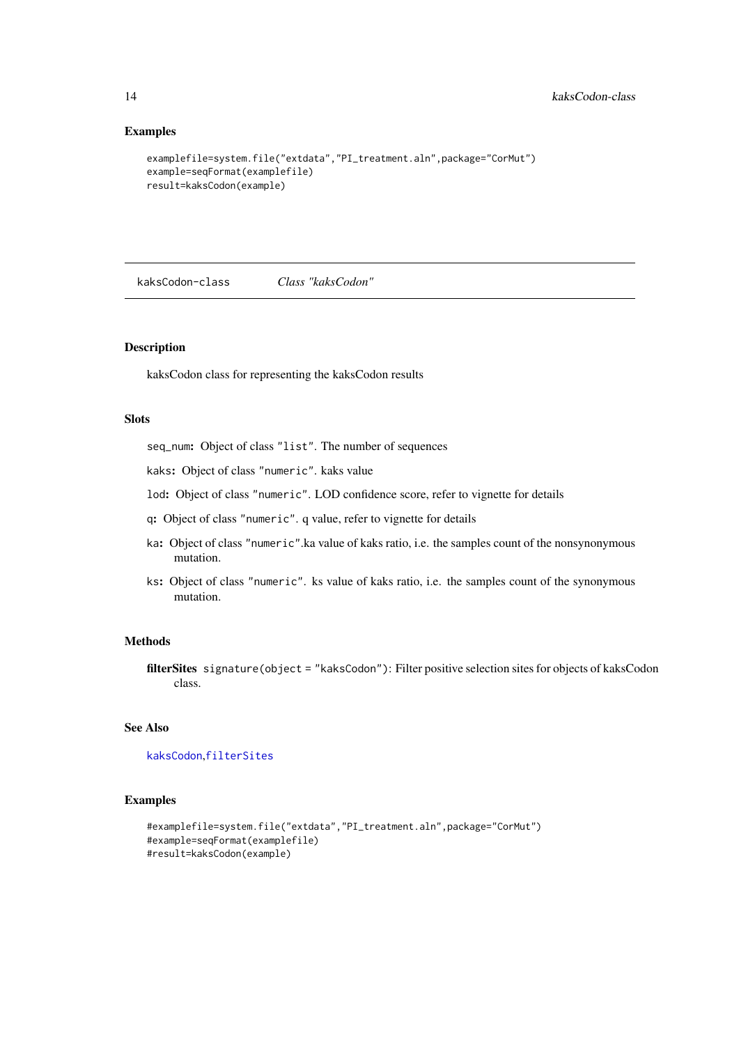## Examples

```
examplefile=system.file("extdata","PI_treatment.aln",package="CorMut")
example=seqFormat(examplefile)
result=kaksCodon(example)
```

---

# kaksCodon-class    *Class "kaksCodon"*

---

### Description

kaksCodon class for representing the kaksCodon results

### Slots

- `seq_num`: Object of class `"list"`. The number of sequences
- `kaks`: Object of class `"numeric"`. kaks value
- `lod`: Object of class `"numeric"`. LOD confidence score, refer to vignette for details
- `q`: Object of class `"numeric"`. q value, refer to vignette for details
- `ka`: Object of class `"numeric"`.ka value of kaks ratio, i.e. the samples count of the nonsynonymous mutation.
- `ks`: Object of class `"numeric"`. ks value of kaks ratio, i.e. the samples count of the synonymous mutation.

### Methods

**filterSites** `signature(object = "kaksCodon")`: Filter positive selection sites for objects of kaksCodon class.

### See Also

`kaksCodon`,`filterSites`

### Examples

```
#examplefile=system.file("extdata","PI_treatment.aln",package="CorMut")
#example=seqFormat(examplefile)
#result=kaksCodon(example)
```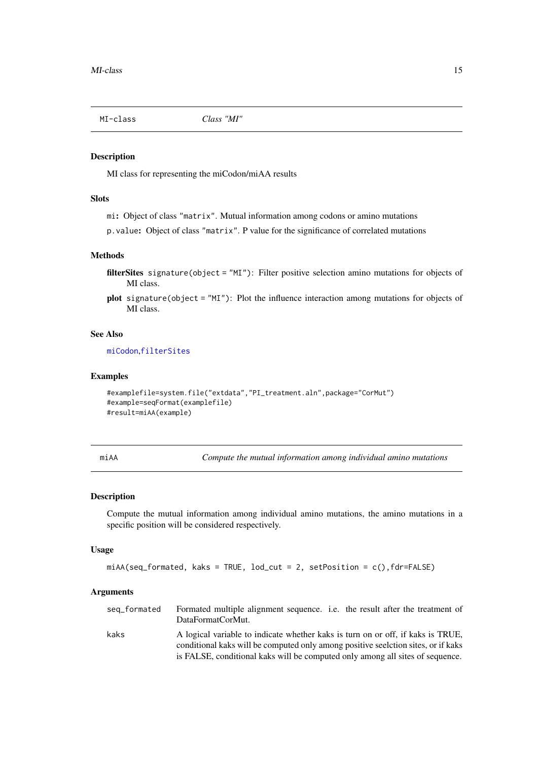## MI-class — *Class "MI"*

### Description

MI class for representing the miCodon/miAA results

### Slots

`mi`: Object of class `"matrix"`. Mutual information among codons or amino mutations

`p.value`: Object of class `"matrix"`. P value for the significance of correlated mutations

### Methods

**filterSites** `signature(object = "MI")`: Filter positive selection amino mutations for objects of MI class.

**plot** `signature(object = "MI")`: Plot the influence interaction among mutations for objects of MI class.

### See Also

`miCodon`,`filterSites`

### Examples

```
#examplefile=system.file("extdata","PI_treatment.aln",package="CorMut")
#example=seqFormat(examplefile)
#result=miAA(example)
```

## miAA — *Compute the mutual information among individual amino mutations*

### Description

Compute the mutual information among individual amino mutations, the amino mutations in a specific position will be considered respectively.

### Usage

```
miAA(seq_formated, kaks = TRUE, lod_cut = 2, setPosition = c(),fdr=FALSE)
```

### Arguments

| | |
|---|---|
| `seq_formated` | Formated multiple alignment sequence. i.e. the result after the treatment of DataFormatCorMut. |
| `kaks` | A logical variable to indicate whether kaks is turn on or off, if kaks is TRUE, conditional kaks will be computed only among positive seelction sites, or if kaks is FALSE, conditional kaks will be computed only among all sites of sequence. |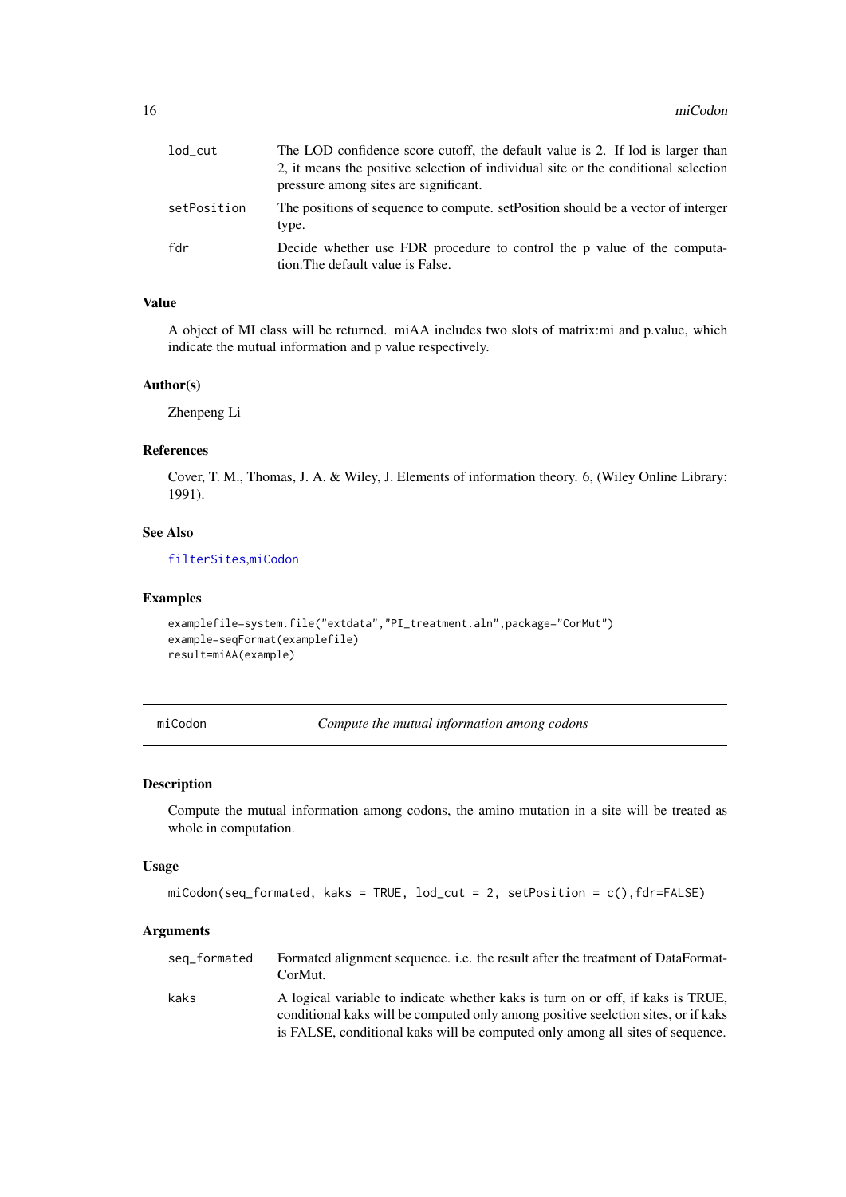| | |
|---|---|
| lod_cut | The LOD confidence score cutoff, the default value is 2. If lod is larger than 2, it means the positive selection of individual site or the conditional selection pressure among sites are significant. |
| setPosition | The positions of sequence to compute. setPosition should be a vector of interger type. |
| fdr | Decide whether use FDR procedure to control the p value of the computation.The default value is False. |

### Value

A object of MI class will be returned. miAA includes two slots of matrix:mi and p.value, which indicate the mutual information and p value respectively.

### Author(s)

Zhenpeng Li

### References

Cover, T. M., Thomas, J. A. & Wiley, J. Elements of information theory. 6, (Wiley Online Library: 1991).

### See Also

filterSites,miCodon

### Examples

```
examplefile=system.file("extdata","PI_treatment.aln",package="CorMut")
example=seqFormat(examplefile)
result=miAA(example)
```

---

## miCodon *Compute the mutual information among codons*

### Description

Compute the mutual information among codons, the amino mutation in a site will be treated as whole in computation.

### Usage

```
miCodon(seq_formated, kaks = TRUE, lod_cut = 2, setPosition = c(),fdr=FALSE)
```

### Arguments

| | |
|---|---|
| seq_formated | Formated alignment sequence. i.e. the result after the treatment of DataFormatCorMut. |
| kaks | A logical variable to indicate whether kaks is turn on or off, if kaks is TRUE, conditional kaks will be computed only among positive seelction sites, or if kaks is FALSE, conditional kaks will be computed only among all sites of sequence. |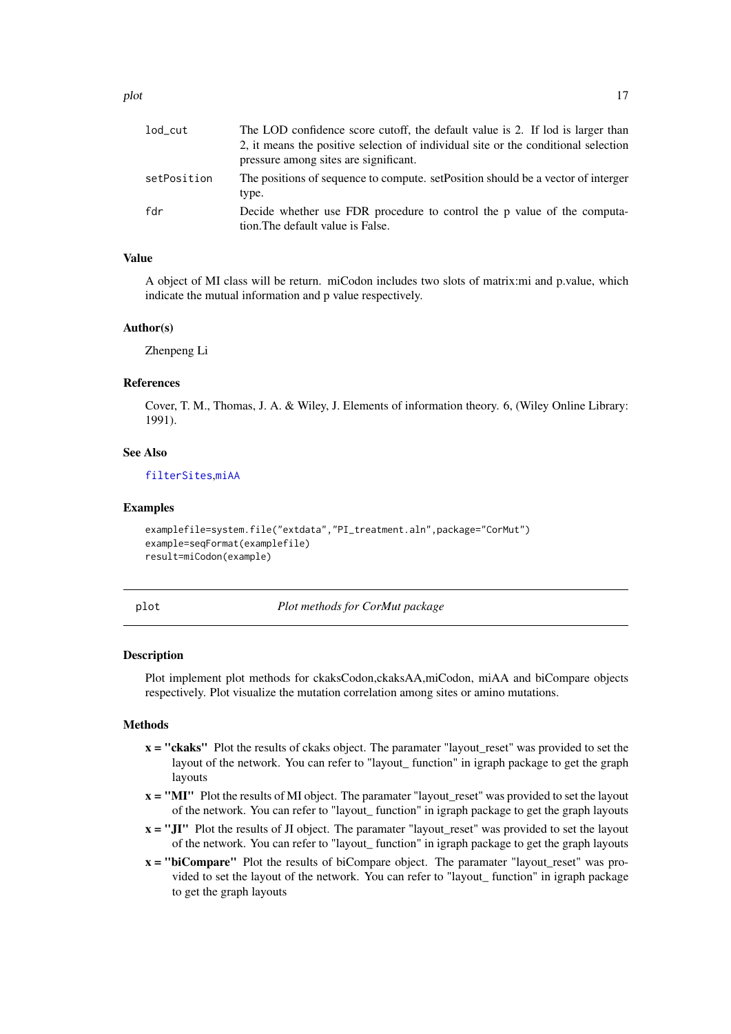| | |
|---|---|
| `lod_cut` | The LOD confidence score cutoff, the default value is 2. If lod is larger than 2, it means the positive selection of individual site or the conditional selection pressure among sites are significant. |
| `setPosition` | The positions of sequence to compute. setPosition should be a vector of interger type. |
| `fdr` | Decide whether use FDR procedure to control the p value of the computation.The default value is False. |

### Value

A object of MI class will be return. miCodon includes two slots of matrix:mi and p.value, which indicate the mutual information and p value respectively.

### Author(s)

Zhenpeng Li

### References

Cover, T. M., Thomas, J. A. & Wiley, J. Elements of information theory. 6, (Wiley Online Library: 1991).

### See Also

`filterSites`,`miAA`

### Examples

```
examplefile=system.file("extdata","PI_treatment.aln",package="CorMut")
example=seqFormat(examplefile)
result=miCodon(example)
```

---

## `plot` *Plot methods for CorMut package*

---

### Description

Plot implement plot methods for ckaksCodon,ckaksAA,miCodon, miAA and biCompare objects respectively. Plot visualize the mutation correlation among sites or amino mutations.

### Methods

- **x = "ckaks"** Plot the results of ckaks object. The paramater "layout_reset" was provided to set the layout of the network. You can refer to "layout_ function" in igraph package to get the graph layouts
- **x = "MI"** Plot the results of MI object. The paramater "layout_reset" was provided to set the layout of the network. You can refer to "layout_ function" in igraph package to get the graph layouts
- **x = "JI"** Plot the results of JI object. The paramater "layout_reset" was provided to set the layout of the network. You can refer to "layout_ function" in igraph package to get the graph layouts
- **x = "biCompare"** Plot the results of biCompare object. The paramater "layout_reset" was provided to set the layout of the network. You can refer to "layout_ function" in igraph package to get the graph layouts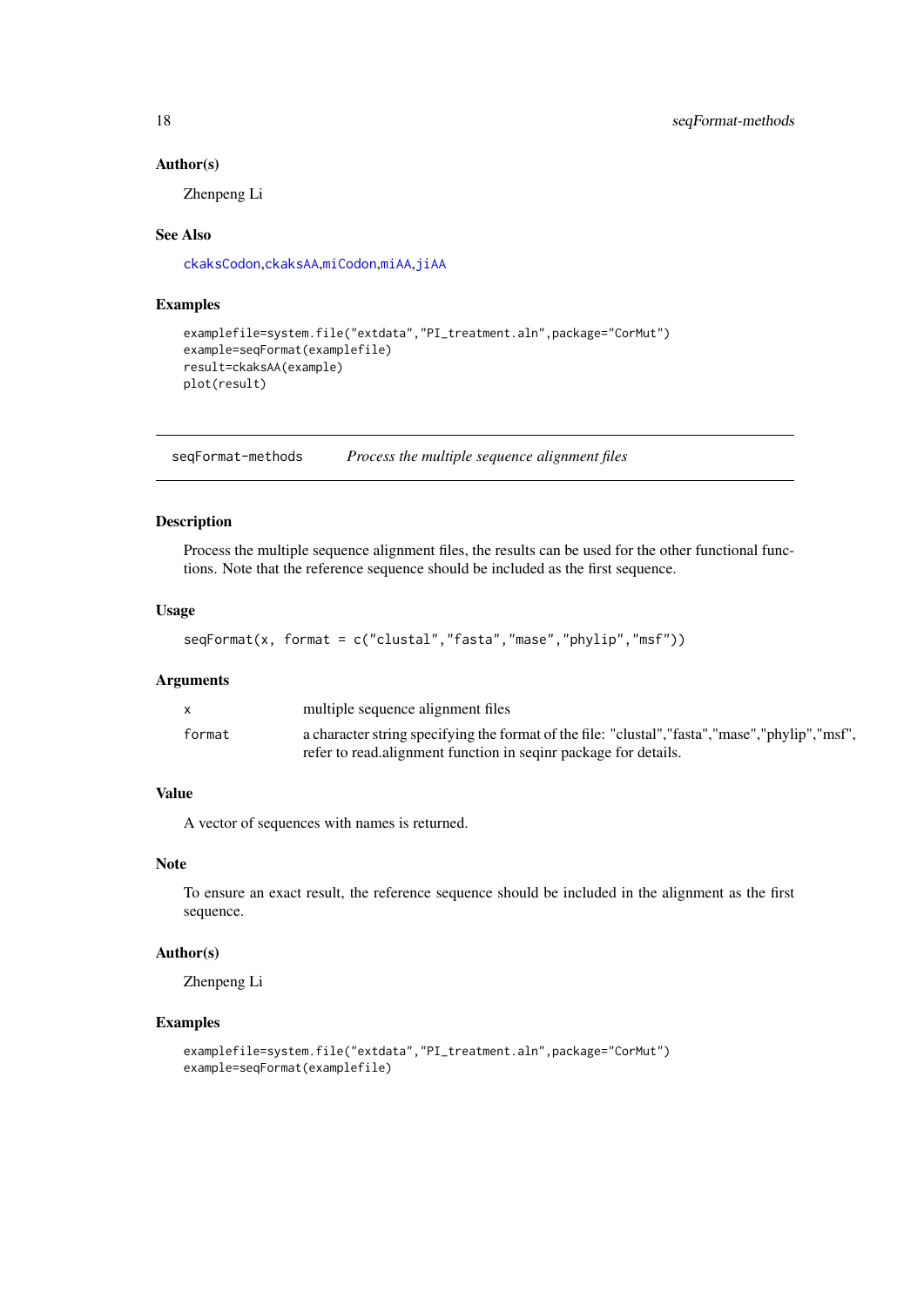### Author(s)

Zhenpeng Li

### See Also

ckaksCodon,ckaksAA,miCodon,miAA,jiAA

### Examples

```
examplefile=system.file("extdata","PI_treatment.aln",package="CorMut")
example=seqFormat(examplefile)
result=ckaksAA(example)
plot(result)
```

---

## seqFormat-methods    *Process the multiple sequence alignment files*

---

### Description

Process the multiple sequence alignment files, the results can be used for the other functional functions. Note that the reference sequence should be included as the first sequence.

### Usage

```
seqFormat(x, format = c("clustal","fasta","mase","phylip","msf"))
```

### Arguments

| | |
|---|---|
| x | multiple sequence alignment files |
| format | a character string specifying the format of the file: "clustal","fasta","mase","phylip","msf", refer to read.alignment function in seqinr package for details. |

### Value

A vector of sequences with names is returned.

### Note

To ensure an exact result, the reference sequence should be included in the alignment as the first sequence.

### Author(s)

Zhenpeng Li

### Examples

```
examplefile=system.file("extdata","PI_treatment.aln",package="CorMut")
example=seqFormat(examplefile)
```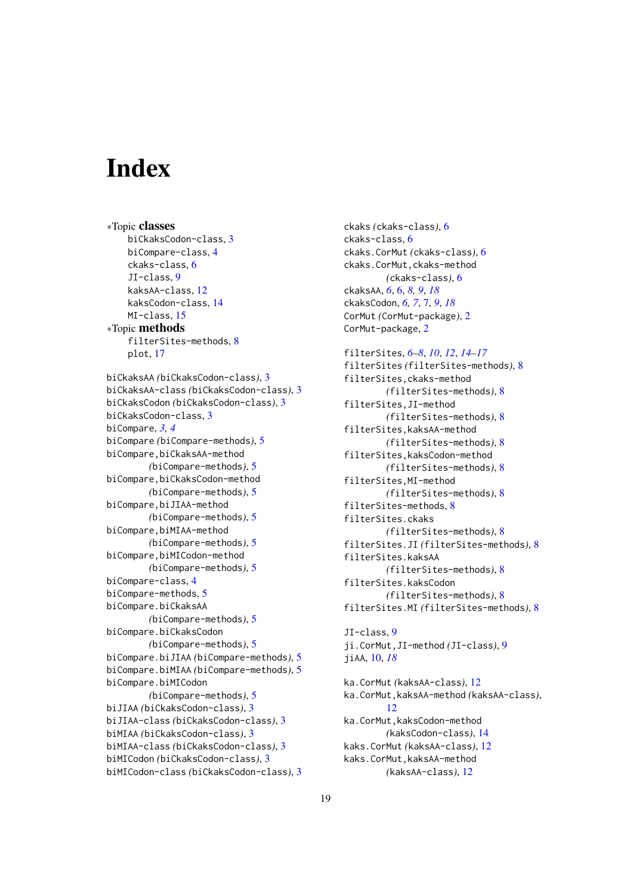# Index

∗Topic **classes**
- biCkaksCodon-class, 3
- biCompare-class, 4
- ckaks-class, 6
- JI-class, 9
- kaksAA-class, 12
- kaksCodon-class, 14
- MI-class, 15

∗Topic **methods**
- filterSites-methods, 8
- plot, 17

biCkaksAA *(biCkaksCodon-class)*, 3
biCkaksAA-class *(biCkaksCodon-class)*, 3
biCkaksCodon *(biCkaksCodon-class)*, 3
biCkaksCodon-class, 3
biCompare, *3*, *4*
biCompare *(biCompare-methods)*, 5
biCompare,biCkaksAA-method *(biCompare-methods)*, 5
biCompare,biCkaksCodon-method *(biCompare-methods)*, 5
biCompare,biJIAA-method *(biCompare-methods)*, 5
biCompare,biMIAA-method *(biCompare-methods)*, 5
biCompare,biMICodon-method *(biCompare-methods)*, 5
biCompare-class, 4
biCompare-methods, 5
biCompare.biCkaksAA *(biCompare-methods)*, 5
biCompare.biCkaksCodon *(biCompare-methods)*, 5
biCompare.biJIAA *(biCompare-methods)*, 5
biCompare.biMIAA *(biCompare-methods)*, 5
biCompare.biMICodon *(biCompare-methods)*, 5
biJIAA *(biCkaksCodon-class)*, 3
biJIAA-class *(biCkaksCodon-class)*, 3
biMIAA *(biCkaksCodon-class)*, 3
biMIAA-class *(biCkaksCodon-class)*, 3
biMICodon *(biCkaksCodon-class)*, 3
biMICodon-class *(biCkaksCodon-class)*, 3

ckaks *(ckaks-class)*, 6
ckaks-class, 6
ckaks.CorMut *(ckaks-class)*, 6
ckaks.CorMut,ckaks-method *(ckaks-class)*, 6
ckaksAA, *6*, 6, *8*, *9*, *18*
ckaksCodon, *6*, *7*, 7, *9*, *18*
CorMut *(CorMut-package)*, 2
CorMut-package, 2

filterSites, *6–8*, *10*, *12*, *14–17*
filterSites *(filterSites-methods)*, 8
filterSites,ckaks-method *(filterSites-methods)*, 8
filterSites,JI-method *(filterSites-methods)*, 8
filterSites,kaksAA-method *(filterSites-methods)*, 8
filterSites,kaksCodon-method *(filterSites-methods)*, 8
filterSites,MI-method *(filterSites-methods)*, 8
filterSites-methods, 8
filterSites.ckaks *(filterSites-methods)*, 8
filterSites.JI *(filterSites-methods)*, 8
filterSites.kaksAA *(filterSites-methods)*, 8
filterSites.kaksCodon *(filterSites-methods)*, 8
filterSites.MI *(filterSites-methods)*, 8

JI-class, 9
ji.CorMut,JI-method *(JI-class)*, 9
jiAA, 10, *18*

ka.CorMut *(kaksAA-class)*, 12
ka.CorMut,kaksAA-method *(kaksAA-class)*, 12
ka.CorMut,kaksCodon-method *(kaksCodon-class)*, 14
kaks.CorMut *(kaksAA-class)*, 12
kaks.CorMut,kaksAA-method *(kaksAA-class)*, 12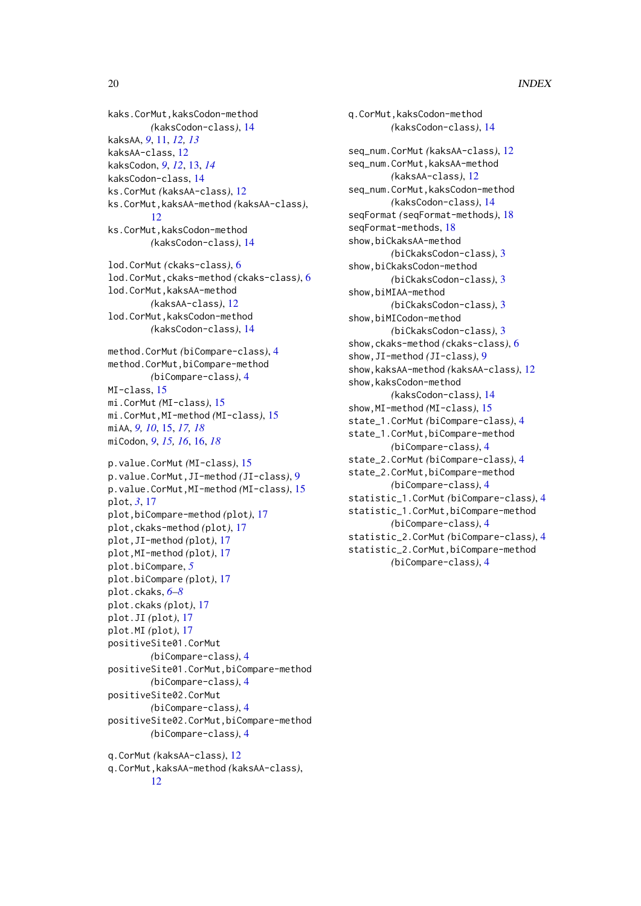kaks.CorMut,kaksCodon-method (kaksCodon-class), 14
kaksAA, *9*, 11, *12, 13*
kaksAA-class, 12
kaksCodon, *9*, *12*, 13, *14*
kaksCodon-class, 14
ks.CorMut (kaksAA-class), 12
ks.CorMut,kaksAA-method (kaksAA-class), 12
ks.CorMut,kaksCodon-method (kaksCodon-class), 14

lod.CorMut (ckaks-class), 6
lod.CorMut,ckaks-method (ckaks-class), 6
lod.CorMut,kaksAA-method (kaksAA-class), 12
lod.CorMut,kaksCodon-method (kaksCodon-class), 14

method.CorMut (biCompare-class), 4
method.CorMut,biCompare-method (biCompare-class), 4
MI-class, 15
mi.CorMut (MI-class), 15
mi.CorMut,MI-method (MI-class), 15
miAA, *9, 10*, 15, *17, 18*
miCodon, *9*, *15, 16*, 16, *18*

p.value.CorMut (MI-class), 15
p.value.CorMut,JI-method (JI-class), 9
p.value.CorMut,MI-method (MI-class), 15
plot, *3*, 17
plot,biCompare-method (plot), 17
plot,ckaks-method (plot), 17
plot,JI-method (plot), 17
plot,MI-method (plot), 17
plot.biCompare, *5*
plot.biCompare (plot), 17
plot.ckaks, *6–8*
plot.ckaks (plot), 17
plot.JI (plot), 17
plot.MI (plot), 17
positiveSite01.CorMut (biCompare-class), 4
positiveSite01.CorMut,biCompare-method (biCompare-class), 4
positiveSite02.CorMut (biCompare-class), 4
positiveSite02.CorMut,biCompare-method (biCompare-class), 4

q.CorMut (kaksAA-class), 12
q.CorMut,kaksAA-method (kaksAA-class), 12
q.CorMut,kaksCodon-method (kaksCodon-class), 14

seq_num.CorMut (kaksAA-class), 12
seq_num.CorMut,kaksAA-method (kaksAA-class), 12
seq_num.CorMut,kaksCodon-method (kaksCodon-class), 14
seqFormat (seqFormat-methods), 18
seqFormat-methods, 18
show,biCkaksAA-method (biCkaksCodon-class), 3
show,biCkaksCodon-method (biCkaksCodon-class), 3
show,biMIAA-method (biCkaksCodon-class), 3
show,biMICodon-method (biCkaksCodon-class), 3
show,ckaks-method (ckaks-class), 6
show,JI-method (JI-class), 9
show,kaksAA-method (kaksAA-class), 12
show,kaksCodon-method (kaksCodon-class), 14
show,MI-method (MI-class), 15
state_1.CorMut (biCompare-class), 4
state_1.CorMut,biCompare-method (biCompare-class), 4
state_2.CorMut (biCompare-class), 4
state_2.CorMut,biCompare-method (biCompare-class), 4
statistic_1.CorMut (biCompare-class), 4
statistic_1.CorMut,biCompare-method (biCompare-class), 4
statistic_2.CorMut (biCompare-class), 4
statistic_2.CorMut,biCompare-method (biCompare-class), 4